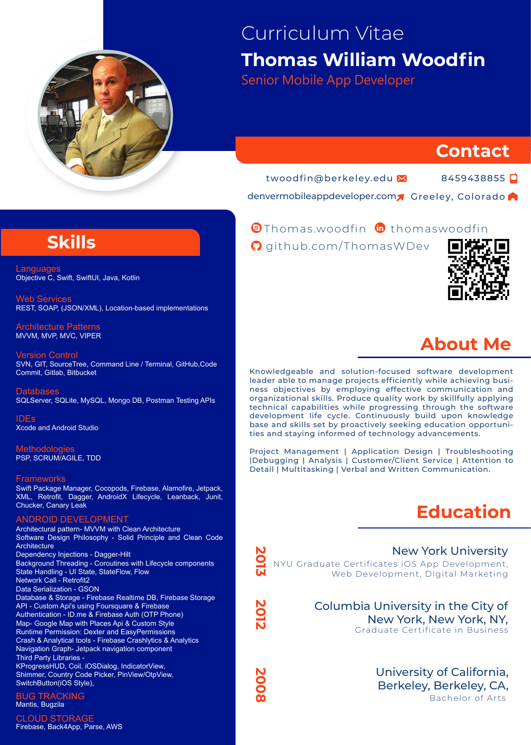# Curriculum Vitae

# Thomas William Woodfin

Senior Mobile App Developer

## Contact

twoodfin@berkeley.edu

8459438855

denvermobileappdeveloper.com

Greeley, Colorado

Thomas.woodfin

thomaswoodfin

github.com/ThomasWDev

## About Me

Knowledgeable and solution-focused software development leader able to manage projects efficiently while achieving business objectives by employing effective communication and organizational skills. Produce quality work by skillfully applying technical capabilities while progressing through the software development life cycle. Continuously build upon knowledge base and skills set by proactively seeking education opportunities and staying informed of technology advancements.

Project Management | Application Design | Troubleshooting |Debugging | Analysis | Customer/Client Service | Attention to Detail | Multitasking | Verbal and Written Communication.

## Education

**2013** — New York University
NYU Graduate Certificates iOS App Development, Web Development, Digital Marketing

**2012** — Columbia University in the City of New York, New York, NY,
Graduate Certificate in Business

**2008** — University of California, Berkeley, Berkeley, CA,
Bachelor of Arts

## Skills

**Languages**
Objective C, Swift, SwiftUI, Java, Kotlin

**Web Services**
REST, SOAP, (JSON/XML), Location-based implementations

**Architecture Patterns**
MVVM, MVP, MVC, VIPER

**Version Control**
SVN, GIT, SourceTree, Command Line / Terminal, GitHub,Code Commit, Gitlab, Bitbucket

**Databases**
SQLServer, SQLite, MySQL, Mongo DB, Postman Testing APIs

**IDEs**
Xcode and Android Studio

**Methodologies**
PSP, SCRUM/AGILE, TDD

**Frameworks**
Swift Package Manager, Cocopods, Firebase, Alamofire, Jetpack, XML, Retrofit, Dagger, AndroidX Lifecycle, Leanback, Junit, Chucker, Canary Leak

**ANDROID DEVELOPMENT**
Architectural pattern- MVVM with Clean Architecture
Software Design Philosophy - Solid Principle and Clean Code Architecture
Dependency Injections - Dagger-Hilt
Background Threading - Coroutines with Lifecycle components
State Handling - UI State, StateFlow, Flow
Network Call - Retrofit2
Data Serialization - GSON
Database & Storage - Firebase Realtime DB, Firebase Storage
API - Custom Api's using Foursquare & Firebase
Authentication - ID.me & Firebase Auth (OTP Phone)
Map- Google Map with Places Api & Custom Style
Runtime Permission: Dexter and EasyPermissions
Crash & Analytical tools - Firebase Crashlytics & Analytics
Navigation Graph- Jetpack navigation component
Third Party Libraries -
KProgressHUD, Coil, iOSDialog, IndicatorView, Shimmer, Country Code Picker, PinView/OtpView, SwitchButton(iOS Style),

**BUG TRACKING**
Mantis, Bugzila

**CLOUD STORAGE**
Firebase, Back4App, Parse, AWS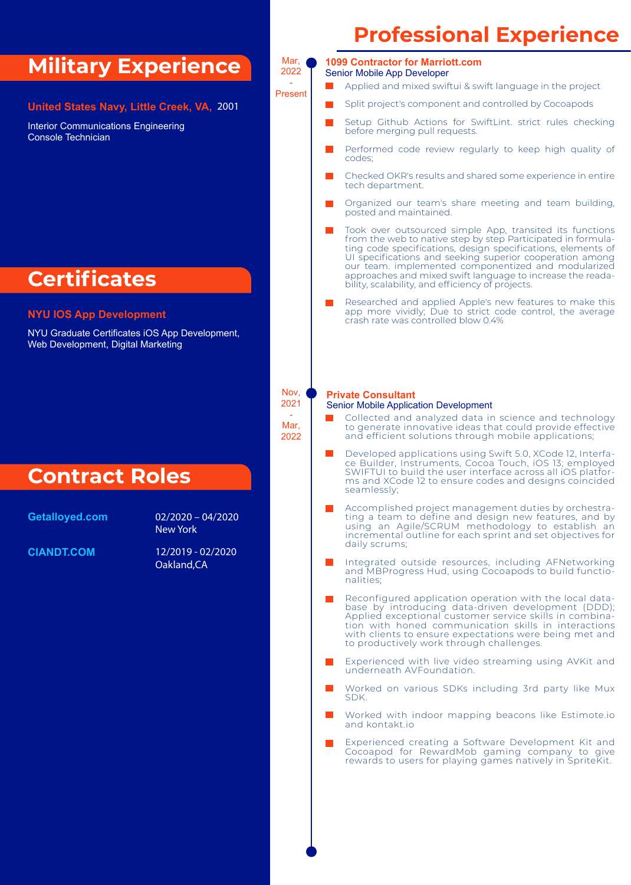## Military Experience

**United States Navy, Little Creek, VA,** 2001

Interior Communications Engineering
Console Technician

## Certificates

**NYU IOS App Development**

NYU Graduate Certificates iOS App Development, Web Development, Digital Marketing

## Contract Roles

| | |
|---|---|
| **Getalloyed.com** | 02/2020 – 04/2020<br>New York |
| **CIANDT.COM** | 12/2019 - 02/2020<br>Oakland,CA |

## Professional Experience

Mar, 2022 - Present

**1099 Contractor for Marriott.com**
Senior Mobile App Developer

- Applied and mixed swiftui & swift language in the project
- Split project's component and controlled by Cocoapods
- Setup Github Actions for SwiftLint. strict rules checking before merging pull requests.
- Performed code review regularly to keep high quality of codes;
- Checked OKR's results and shared some experience in entire tech department.
- Organized our team's share meeting and team building, posted and maintained.
- Took over outsourced simple App, transited its functions from the web to native step by step Participated in formulating code specifications, design specifications, elements of UI specifications and seeking superior cooperation among our team. implemented componentized and modularized approaches and mixed swift language to increase the readability, scalability, and efficiency of projects.
- Researched and applied Apple's new features to make this app more vividly; Due to strict code control, the average crash rate was controlled blow 0.4%

Nov, 2021 - Mar, 2022

**Private Consultant**
Senior Mobile Application Development

- Collected and analyzed data in science and technology to generate innovative ideas that could provide effective and efficient solutions through mobile applications;
- Developed applications using Swift 5.0, XCode 12, Interface Builder, Instruments, Cocoa Touch, iOS 13; employed SWIFTUI to build the user interface across all iOS platforms and XCode 12 to ensure codes and designs coincided seamlessly;
- Accomplished project management duties by orchestrating a team to define and design new features, and by using an Agile/SCRUM methodology to establish an incremental outline for each sprint and set objectives for daily scrums;
- Integrated outside resources, including AFNetworking and MBProgress Hud, using Cocoapods to build functionalities;
- Reconfigured application operation with the local database by introducing data-driven development (DDD); Applied exceptional customer service skills in combination with honed communication skills in interactions with clients to ensure expectations were being met and to productively work through challenges.
- Experienced with live video streaming using AVKit and underneath AVFoundation.
- Worked on various SDKs including 3rd party like Mux SDK.
- Worked with indoor mapping beacons like Estimote.io and kontakt.io
- Experienced creating a Software Development Kit and Cocoapod for RewardMob gaming company to give rewards to users for playing games natively in SpriteKit.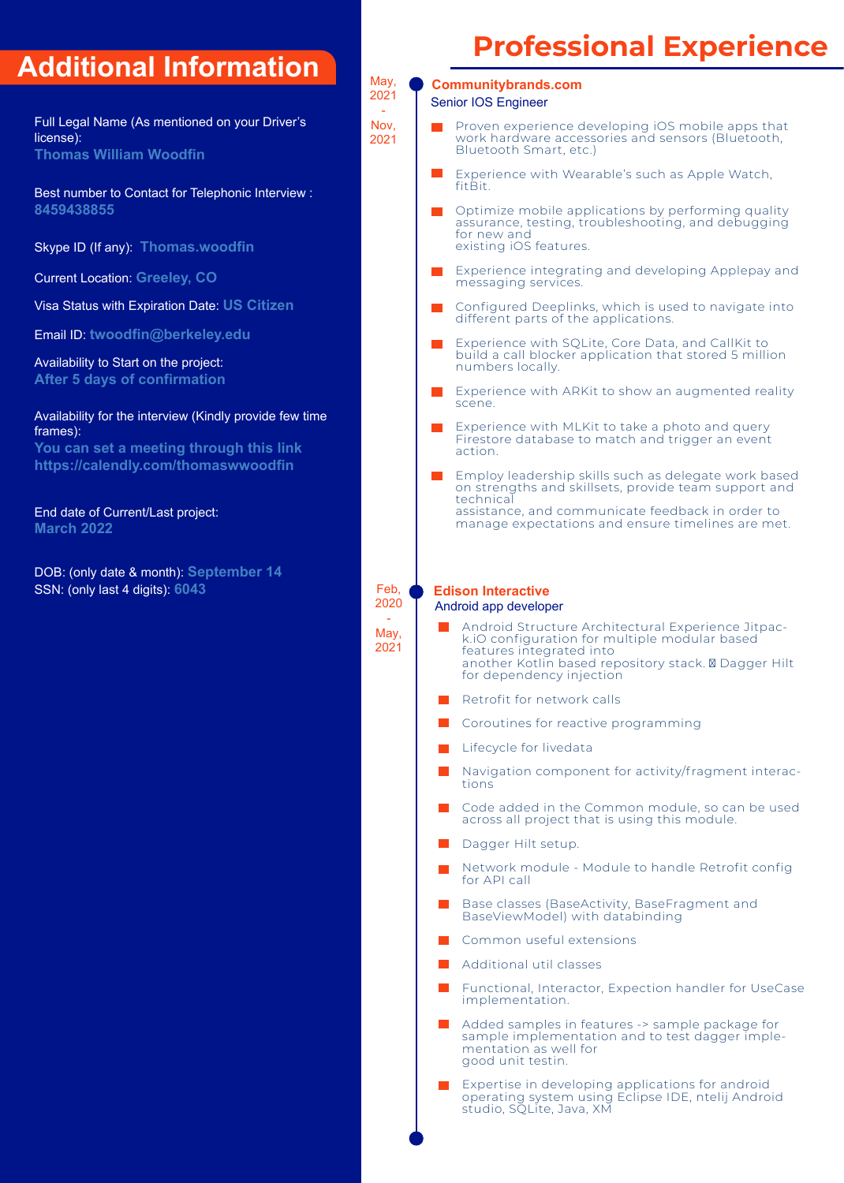## Additional Information

Full Legal Name (As mentioned on your Driver's license):
**Thomas William Woodfin**

Best number to Contact for Telephonic Interview :
**8459438855**

Skype ID (If any): **Thomas.woodfin**

Current Location: **Greeley, CO**

Visa Status with Expiration Date: **US Citizen**

Email ID: **twoodfin@berkeley.edu**

Availability to Start on the project:
**After 5 days of confirmation**

Availability for the interview (Kindly provide few time frames):
**You can set a meeting through this link https://calendly.com/thomaswwoodfin**

End date of Current/Last project:
**March 2022**

DOB: (only date & month): **September 14**
SSN: (only last 4 digits): **6043**

## Professional Experience

May, 2021 - Nov, 2021

### Communitybrands.com

Senior IOS Engineer

- Proven experience developing iOS mobile apps that work hardware accessories and sensors (Bluetooth, Bluetooth Smart, etc.)
- Experience with Wearable's such as Apple Watch, fitBit.
- Optimize mobile applications by performing quality assurance, testing, troubleshooting, and debugging for new and existing iOS features.
- Experience integrating and developing Applepay and messaging services.
- Configured Deeplinks, which is used to navigate into different parts of the applications.
- Experience with SQLite, Core Data, and CallKit to build a call blocker application that stored 5 million numbers locally.
- Experience with ARKit to show an augmented reality scene.
- Experience with MLKit to take a photo and query Firestore database to match and trigger an event action.
- Employ leadership skills such as delegate work based on strengths and skillsets, provide team support and technical assistance, and communicate feedback in order to manage expectations and ensure timelines are met.

Feb, 2020 - May, 2021

### Edison Interactive

Android app developer

- Android Structure Architectural Experience Jitpack.iO configuration for multiple modular based features integrated into another Kotlin based repository stack.  Dagger Hilt for dependency injection
- Retrofit for network calls
- Coroutines for reactive programming
- Lifecycle for livedata
- Navigation component for activity/fragment interactions
- Code added in the Common module, so can be used across all project that is using this module.
- Dagger Hilt setup.
- Network module - Module to handle Retrofit config for API call
- Base classes (BaseActivity, BaseFragment and BaseViewModel) with databinding
- Common useful extensions
- Additional util classes
- Functional, Interactor, Expection handler for UseCase implementation.
- Added samples in features -> sample package for sample implementation and to test dagger implementation as well for good unit testin.
- Expertise in developing applications for android operating system using Eclipse IDE, ntelij Android studio, SQLite, Java, XM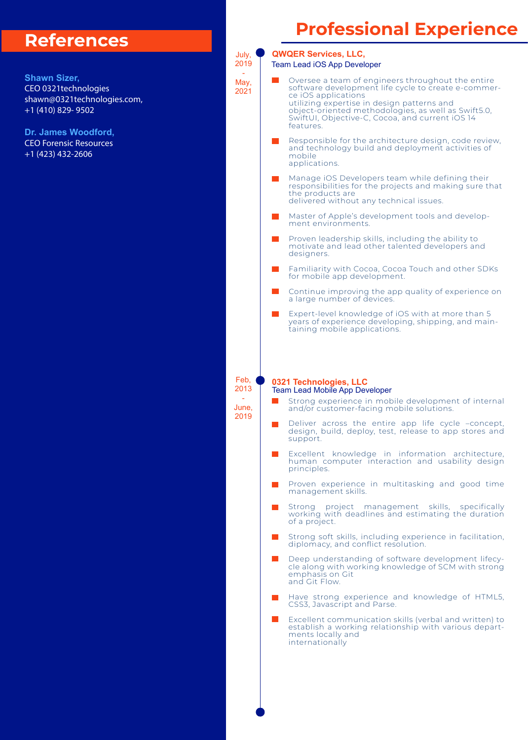## References

**Shawn Sizer,**
CEO 0321technologies
shawn@0321technologies.com,
+1 (410) 829- 9502

**Dr. James Woodford,**
CEO Forensic Resources
+1 (423) 432-2606

## Professional Experience

July, 2019 - May, 2021

### QWQER Services, LLC,

Team Lead iOS App Developer

- Oversee a team of engineers throughout the entire software development life cycle to create e-commerce iOS applications utilizing expertise in design patterns and object-oriented methodologies, as well as Swift5.0, SwiftUI, Objective-C, Cocoa, and current iOS 14 features.
- Responsible for the architecture design, code review, and technology build and deployment activities of mobile applications.
- Manage iOS Developers team while defining their responsibilities for the projects and making sure that the products are delivered without any technical issues.
- Master of Apple's development tools and development environments.
- Proven leadership skills, including the ability to motivate and lead other talented developers and designers.
- Familiarity with Cocoa, Cocoa Touch and other SDKs for mobile app development.
- Continue improving the app quality of experience on a large number of devices.
- Expert-level knowledge of iOS with at more than 5 years of experience developing, shipping, and maintaining mobile applications.

Feb, 2013 - June, 2019

### 0321 Technologies, LLC

Team Lead Mobile App Developer

- Strong experience in mobile development of internal and/or customer-facing mobile solutions.
- Deliver across the entire app life cycle –concept, design, build, deploy, test, release to app stores and support.
- Excellent knowledge in information architecture, human computer interaction and usability design principles.
- Proven experience in multitasking and good time management skills.
- Strong project management skills, specifically working with deadlines and estimating the duration of a project.
- Strong soft skills, including experience in facilitation, diplomacy, and conflict resolution.
- Deep understanding of software development lifecycle along with working knowledge of SCM with strong emphasis on Git and Git Flow.
- Have strong experience and knowledge of HTML5, CSS3, Javascript and Parse.
- Excellent communication skills (verbal and written) to establish a working relationship with various departments locally and internationally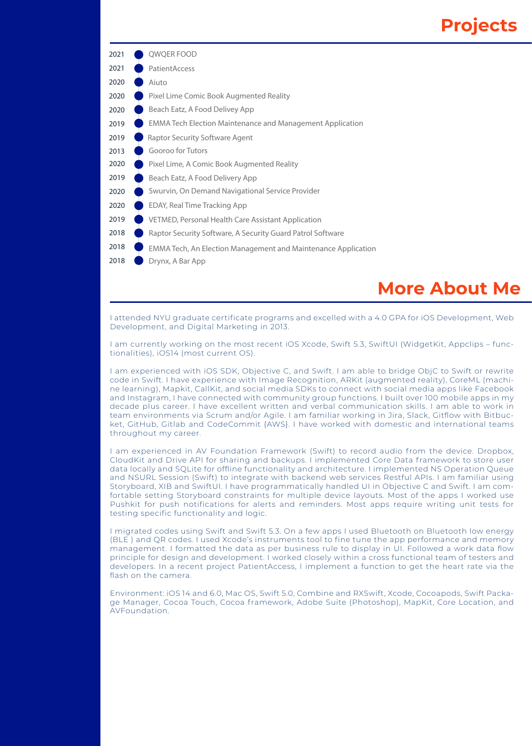# Projects

- 2021 — QWQER FOOD
- 2021 — PatientAccess
- 2020 — Aiuto
- 2020 — Pixel Lime Comic Book Augmented Reality
- 2020 — Beach Eatz, A Food Delivey App
- 2019 — EMMA Tech Election Maintenance and Management Application
- 2019 — Raptor Security Software Agent
- 2013 — Gooroo for Tutors
- 2020 — Pixel Lime, A Comic Book Augmented Reality
- 2019 — Beach Eatz, A Food Delivery App
- 2020 — Swurvin, On Demand Navigational Service Provider
- 2020 — EDAY, Real Time Tracking App
- 2019 — VETMED, Personal Health Care Assistant Application
- 2018 — Raptor Security Software, A Security Guard Patrol Software
- 2018 — EMMA Tech, An Election Management and Maintenance Application
- 2018 — Drynx, A Bar App

# More About Me

I attended NYU graduate certificate programs and excelled with a 4.0 GPA for iOS Development, Web Development, and Digital Marketing in 2013.

I am currently working on the most recent iOS Xcode, Swift 5.3, SwiftUI (WidgetKit, Appclips – functionalities), iOS14 (most current OS).

I am experienced with iOS SDK, Objective C, and Swift. I am able to bridge ObjC to Swift or rewrite code in Swift. I have experience with Image Recognition, ARKit (augmented reality), CoreML (machine learning), Mapkit, CallKit, and social media SDKs to connect with social media apps like Facebook and Instagram, I have connected with community group functions. I built over 100 mobile apps in my decade plus career. I have excellent written and verbal communication skills. I am able to work in team environments via Scrum and/or Agile. I am familiar working in Jira, Slack, Gitflow with Bitbucket, GitHub, Gitlab and CodeCommit {AWS}. I have worked with domestic and international teams throughout my career.

I am experienced in AV Foundation Framework (Swift) to record audio from the device. Dropbox, CloudKit and Drive API for sharing and backups. I implemented Core Data framework to store user data locally and SQLite for offline functionality and architecture. I implemented NS Operation Queue and NSURL Session (Swift) to integrate with backend web services Restful APIs. I am familiar using Storyboard, XIB and SwiftUI. I have programmatically handled UI in Objective C and Swift. I am comfortable setting Storyboard constraints for multiple device layouts. Most of the apps I worked use Pushkit for push notifications for alerts and reminders. Most apps require writing unit tests for testing specific functionality and logic.

I migrated codes using Swift and Swift 5.3. On a few apps I used Bluetooth on Bluetooth low energy (BLE ) and QR codes. I used Xcode's instruments tool to fine tune the app performance and memory management. I formatted the data as per business rule to display in UI. Followed a work data flow principle for design and development. I worked closely within a cross functional team of testers and developers. In a recent project PatientAccess, I implement a function to get the heart rate via the flash on the camera.

Environment: iOS 14 and 6.0, Mac OS, Swift 5.0, Combine and RXSwift, Xcode, Cocoapods, Swift Package Manager, Cocoa Touch, Cocoa framework, Adobe Suite (Photoshop), MapKit, Core Location, and AVFoundation.